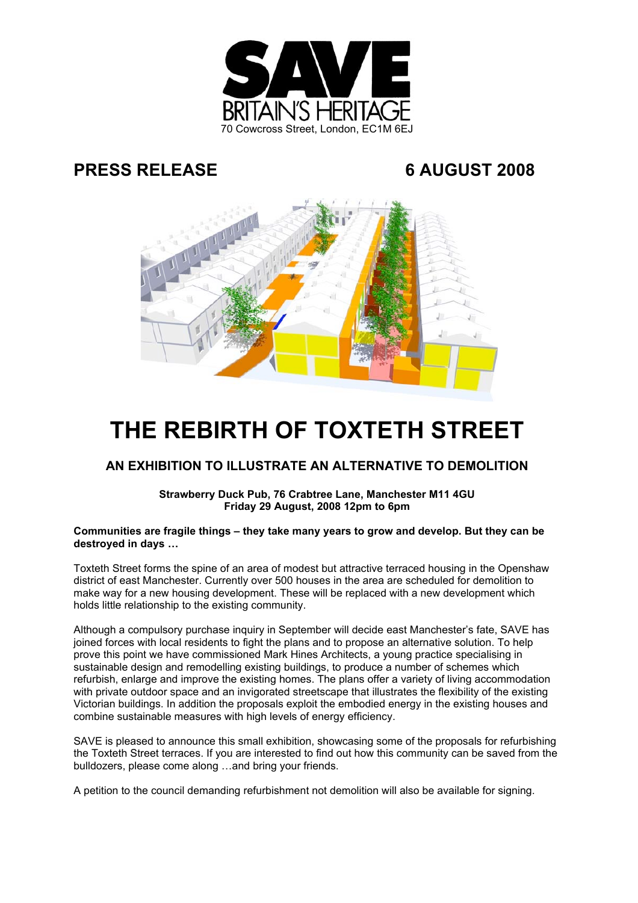SAVE BRITAIN'S HERITAGE

70 Cowcross Street, London, EC1M 6EJ

**PRESS RELEASE** **6 AUGUST 2008**

# THE REBIRTH OF TOXTETH STREET

## AN EXHIBITION TO ILLUSTRATE AN ALTERNATIVE TO DEMOLITION

**Strawberry Duck Pub, 76 Crabtree Lane, Manchester M11 4GU**
**Friday 29 August, 2008 12pm to 6pm**

**Communities are fragile things – they take many years to grow and develop. But they can be destroyed in days …**

Toxteth Street forms the spine of an area of modest but attractive terraced housing in the Openshaw district of east Manchester. Currently over 500 houses in the area are scheduled for demolition to make way for a new housing development. These will be replaced with a new development which holds little relationship to the existing community.

Although a compulsory purchase inquiry in September will decide east Manchester's fate, SAVE has joined forces with local residents to fight the plans and to propose an alternative solution. To help prove this point we have commissioned Mark Hines Architects, a young practice specialising in sustainable design and remodelling existing buildings, to produce a number of schemes which refurbish, enlarge and improve the existing homes. The plans offer a variety of living accommodation with private outdoor space and an invigorated streetscape that illustrates the flexibility of the existing Victorian buildings. In addition the proposals exploit the embodied energy in the existing houses and combine sustainable measures with high levels of energy efficiency.

SAVE is pleased to announce this small exhibition, showcasing some of the proposals for refurbishing the Toxteth Street terraces. If you are interested to find out how this community can be saved from the bulldozers, please come along …and bring your friends.

A petition to the council demanding refurbishment not demolition will also be available for signing.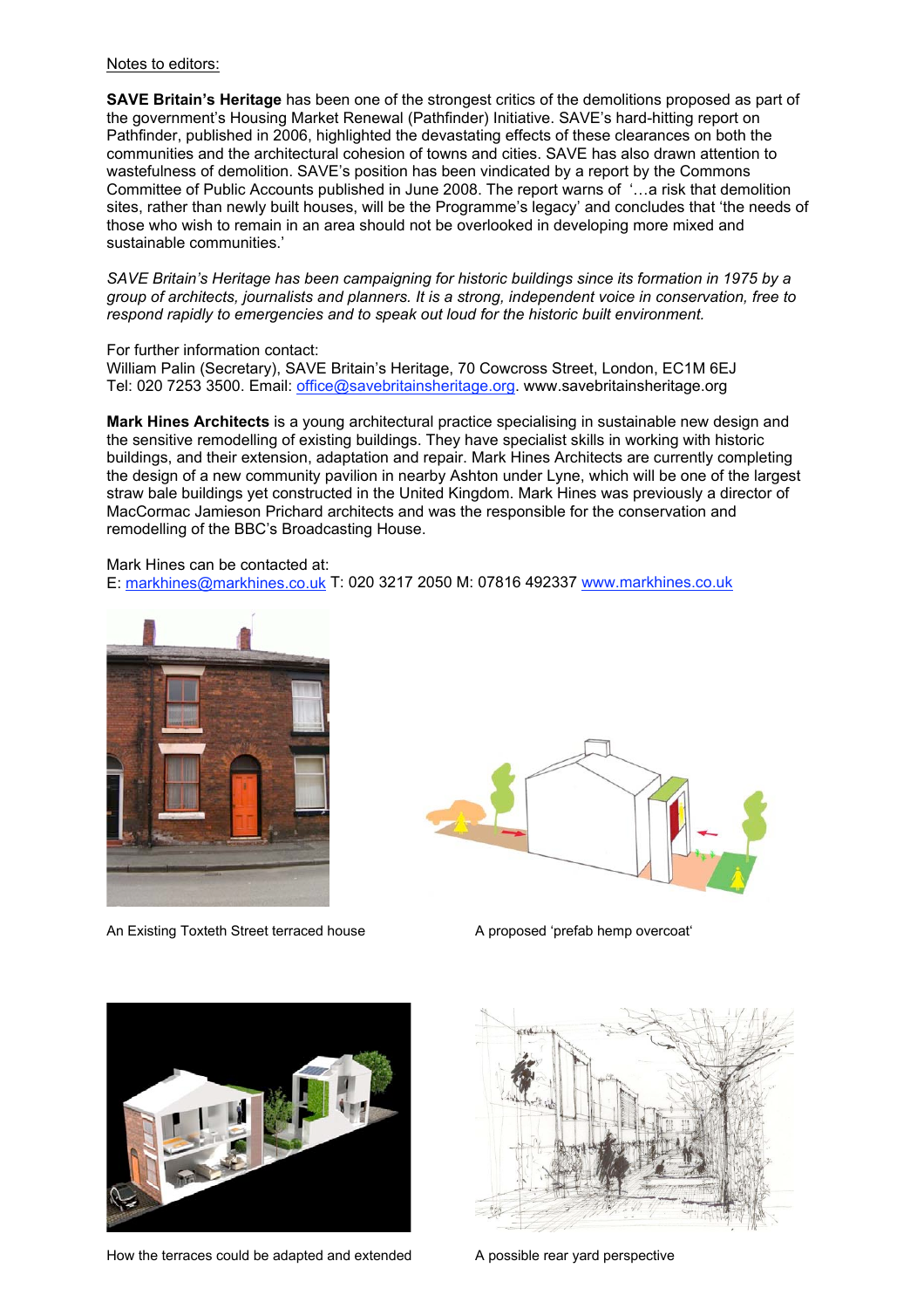Notes to editors:

**SAVE Britain's Heritage** has been one of the strongest critics of the demolitions proposed as part of the government's Housing Market Renewal (Pathfinder) Initiative. SAVE's hard-hitting report on Pathfinder, published in 2006, highlighted the devastating effects of these clearances on both the communities and the architectural cohesion of towns and cities. SAVE has also drawn attention to wastefulness of demolition. SAVE's position has been vindicated by a report by the Commons Committee of Public Accounts published in June 2008. The report warns of '…a risk that demolition sites, rather than newly built houses, will be the Programme's legacy' and concludes that 'the needs of those who wish to remain in an area should not be overlooked in developing more mixed and sustainable communities.'

*SAVE Britain's Heritage has been campaigning for historic buildings since its formation in 1975 by a group of architects, journalists and planners. It is a strong, independent voice in conservation, free to respond rapidly to emergencies and to speak out loud for the historic built environment.*

For further information contact:
William Palin (Secretary), SAVE Britain's Heritage, 70 Cowcross Street, London, EC1M 6EJ
Tel: 020 7253 3500. Email: office@savebritainsheritage.org. www.savebritainsheritage.org

**Mark Hines Architects** is a young architectural practice specialising in sustainable new design and the sensitive remodelling of existing buildings. They have specialist skills in working with historic buildings, and their extension, adaptation and repair. Mark Hines Architects are currently completing the design of a new community pavilion in nearby Ashton under Lyne, which will be one of the largest straw bale buildings yet constructed in the United Kingdom. Mark Hines was previously a director of MacCormac Jamieson Prichard architects and was the responsible for the conservation and remodelling of the BBC's Broadcasting House.

Mark Hines can be contacted at:
E: markhines@markhines.co.uk T: 020 3217 2050 M: 07816 492337 www.markhines.co.uk

An Existing Toxteth Street terraced house

A proposed 'prefab hemp overcoat'

How the terraces could be adapted and extended

A possible rear yard perspective